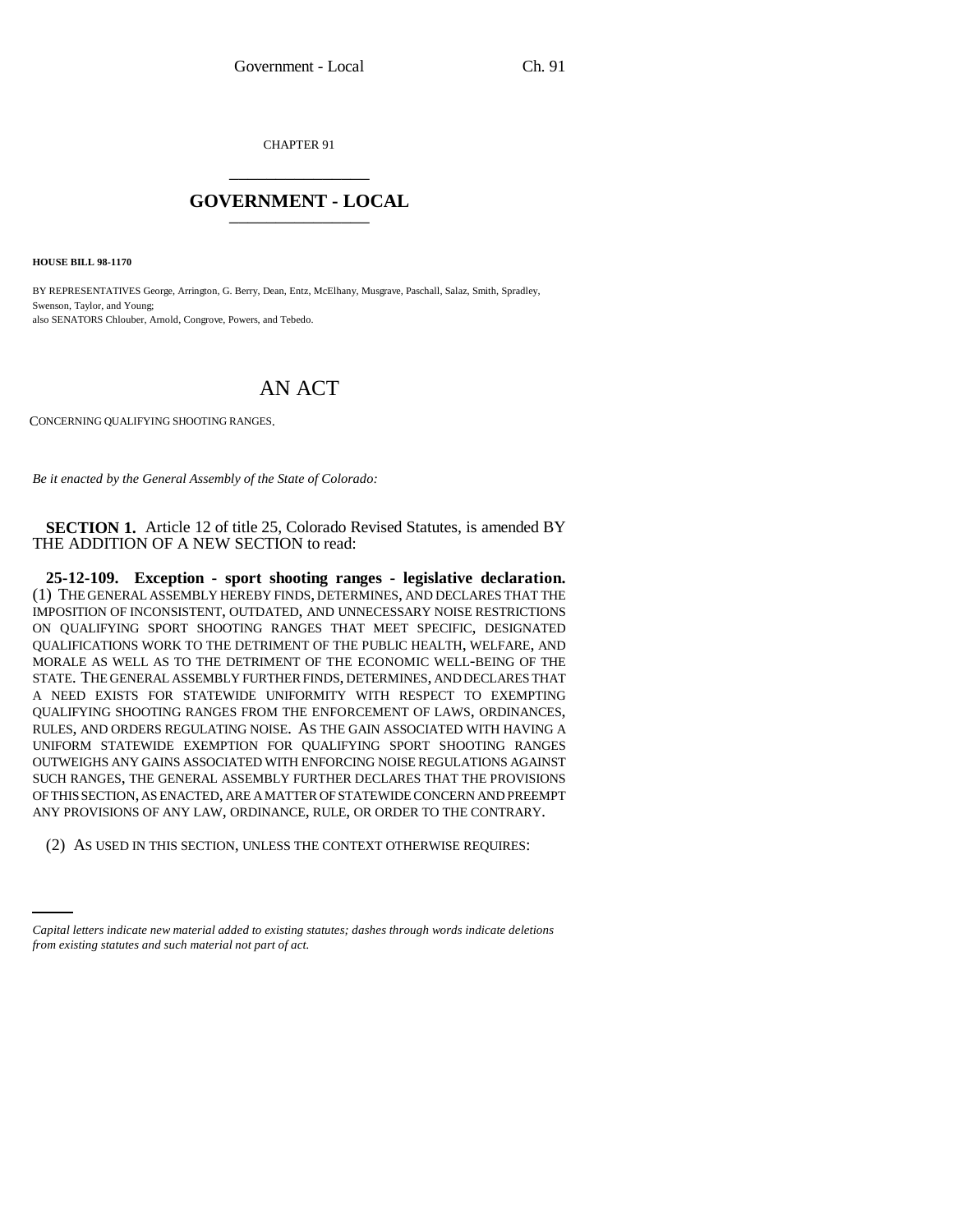CHAPTER 91

# GOVERNMENT - LOCAL

**HOUSE BILL 98-1170**

BY REPRESENTATIVES George, Arrington, G. Berry, Dean, Entz, McElhany, Musgrave, Paschall, Salaz, Smith, Spradley, Swenson, Taylor, and Young;
also SENATORS Chlouber, Arnold, Congrove, Powers, and Tebedo.

# AN ACT

CONCERNING QUALIFYING SHOOTING RANGES.

*Be it enacted by the General Assembly of the State of Colorado:*

**SECTION 1.** Article 12 of title 25, Colorado Revised Statutes, is amended BY THE ADDITION OF A NEW SECTION to read:

**25-12-109. Exception - sport shooting ranges - legislative declaration.** (1) THE GENERAL ASSEMBLY HEREBY FINDS, DETERMINES, AND DECLARES THAT THE IMPOSITION OF INCONSISTENT, OUTDATED, AND UNNECESSARY NOISE RESTRICTIONS ON QUALIFYING SPORT SHOOTING RANGES THAT MEET SPECIFIC, DESIGNATED QUALIFICATIONS WORK TO THE DETRIMENT OF THE PUBLIC HEALTH, WELFARE, AND MORALE AS WELL AS TO THE DETRIMENT OF THE ECONOMIC WELL-BEING OF THE STATE. THE GENERAL ASSEMBLY FURTHER FINDS, DETERMINES, AND DECLARES THAT A NEED EXISTS FOR STATEWIDE UNIFORMITY WITH RESPECT TO EXEMPTING QUALIFYING SHOOTING RANGES FROM THE ENFORCEMENT OF LAWS, ORDINANCES, RULES, AND ORDERS REGULATING NOISE. AS THE GAIN ASSOCIATED WITH HAVING A UNIFORM STATEWIDE EXEMPTION FOR QUALIFYING SPORT SHOOTING RANGES OUTWEIGHS ANY GAINS ASSOCIATED WITH ENFORCING NOISE REGULATIONS AGAINST SUCH RANGES, THE GENERAL ASSEMBLY FURTHER DECLARES THAT THE PROVISIONS OF THIS SECTION, AS ENACTED, ARE A MATTER OF STATEWIDE CONCERN AND PREEMPT ANY PROVISIONS OF ANY LAW, ORDINANCE, RULE, OR ORDER TO THE CONTRARY.

(2) AS USED IN THIS SECTION, UNLESS THE CONTEXT OTHERWISE REQUIRES:

*Capital letters indicate new material added to existing statutes; dashes through words indicate deletions from existing statutes and such material not part of act.*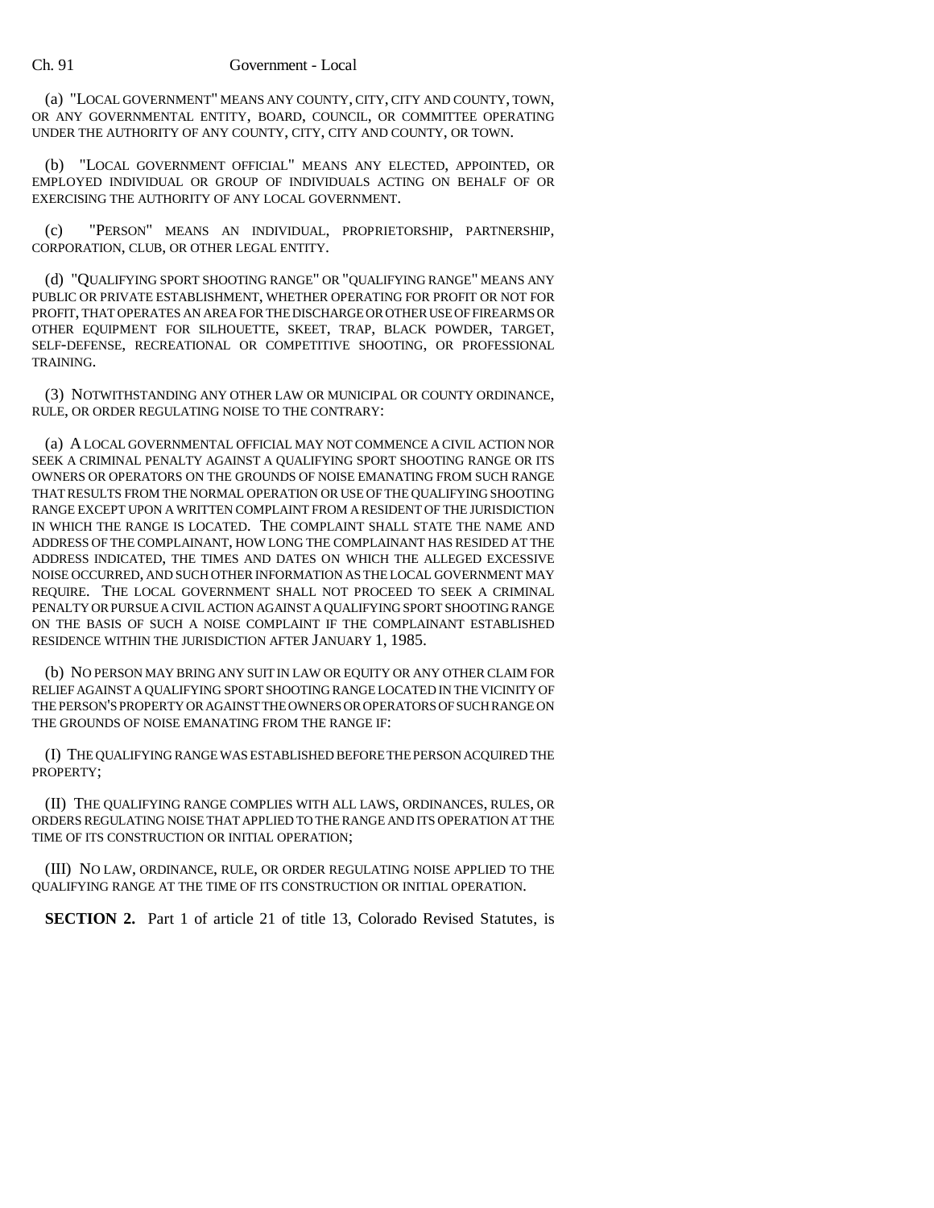(a) "LOCAL GOVERNMENT" MEANS ANY COUNTY, CITY, CITY AND COUNTY, TOWN, OR ANY GOVERNMENTAL ENTITY, BOARD, COUNCIL, OR COMMITTEE OPERATING UNDER THE AUTHORITY OF ANY COUNTY, CITY, CITY AND COUNTY, OR TOWN.

(b) "LOCAL GOVERNMENT OFFICIAL" MEANS ANY ELECTED, APPOINTED, OR EMPLOYED INDIVIDUAL OR GROUP OF INDIVIDUALS ACTING ON BEHALF OF OR EXERCISING THE AUTHORITY OF ANY LOCAL GOVERNMENT.

(c) "PERSON" MEANS AN INDIVIDUAL, PROPRIETORSHIP, PARTNERSHIP, CORPORATION, CLUB, OR OTHER LEGAL ENTITY.

(d) "QUALIFYING SPORT SHOOTING RANGE" OR "QUALIFYING RANGE" MEANS ANY PUBLIC OR PRIVATE ESTABLISHMENT, WHETHER OPERATING FOR PROFIT OR NOT FOR PROFIT, THAT OPERATES AN AREA FOR THE DISCHARGE OR OTHER USE OF FIREARMS OR OTHER EQUIPMENT FOR SILHOUETTE, SKEET, TRAP, BLACK POWDER, TARGET, SELF-DEFENSE, RECREATIONAL OR COMPETITIVE SHOOTING, OR PROFESSIONAL TRAINING.

(3) NOTWITHSTANDING ANY OTHER LAW OR MUNICIPAL OR COUNTY ORDINANCE, RULE, OR ORDER REGULATING NOISE TO THE CONTRARY:

(a) A LOCAL GOVERNMENTAL OFFICIAL MAY NOT COMMENCE A CIVIL ACTION NOR SEEK A CRIMINAL PENALTY AGAINST A QUALIFYING SPORT SHOOTING RANGE OR ITS OWNERS OR OPERATORS ON THE GROUNDS OF NOISE EMANATING FROM SUCH RANGE THAT RESULTS FROM THE NORMAL OPERATION OR USE OF THE QUALIFYING SHOOTING RANGE EXCEPT UPON A WRITTEN COMPLAINT FROM A RESIDENT OF THE JURISDICTION IN WHICH THE RANGE IS LOCATED. THE COMPLAINT SHALL STATE THE NAME AND ADDRESS OF THE COMPLAINANT, HOW LONG THE COMPLAINANT HAS RESIDED AT THE ADDRESS INDICATED, THE TIMES AND DATES ON WHICH THE ALLEGED EXCESSIVE NOISE OCCURRED, AND SUCH OTHER INFORMATION AS THE LOCAL GOVERNMENT MAY REQUIRE. THE LOCAL GOVERNMENT SHALL NOT PROCEED TO SEEK A CRIMINAL PENALTY OR PURSUE A CIVIL ACTION AGAINST A QUALIFYING SPORT SHOOTING RANGE ON THE BASIS OF SUCH A NOISE COMPLAINT IF THE COMPLAINANT ESTABLISHED RESIDENCE WITHIN THE JURISDICTION AFTER JANUARY 1, 1985.

(b) NO PERSON MAY BRING ANY SUIT IN LAW OR EQUITY OR ANY OTHER CLAIM FOR RELIEF AGAINST A QUALIFYING SPORT SHOOTING RANGE LOCATED IN THE VICINITY OF THE PERSON'S PROPERTY OR AGAINST THE OWNERS OR OPERATORS OF SUCH RANGE ON THE GROUNDS OF NOISE EMANATING FROM THE RANGE IF:

(I) THE QUALIFYING RANGE WAS ESTABLISHED BEFORE THE PERSON ACQUIRED THE PROPERTY;

(II) THE QUALIFYING RANGE COMPLIES WITH ALL LAWS, ORDINANCES, RULES, OR ORDERS REGULATING NOISE THAT APPLIED TO THE RANGE AND ITS OPERATION AT THE TIME OF ITS CONSTRUCTION OR INITIAL OPERATION;

(III) NO LAW, ORDINANCE, RULE, OR ORDER REGULATING NOISE APPLIED TO THE QUALIFYING RANGE AT THE TIME OF ITS CONSTRUCTION OR INITIAL OPERATION.

**SECTION 2.** Part 1 of article 21 of title 13, Colorado Revised Statutes, is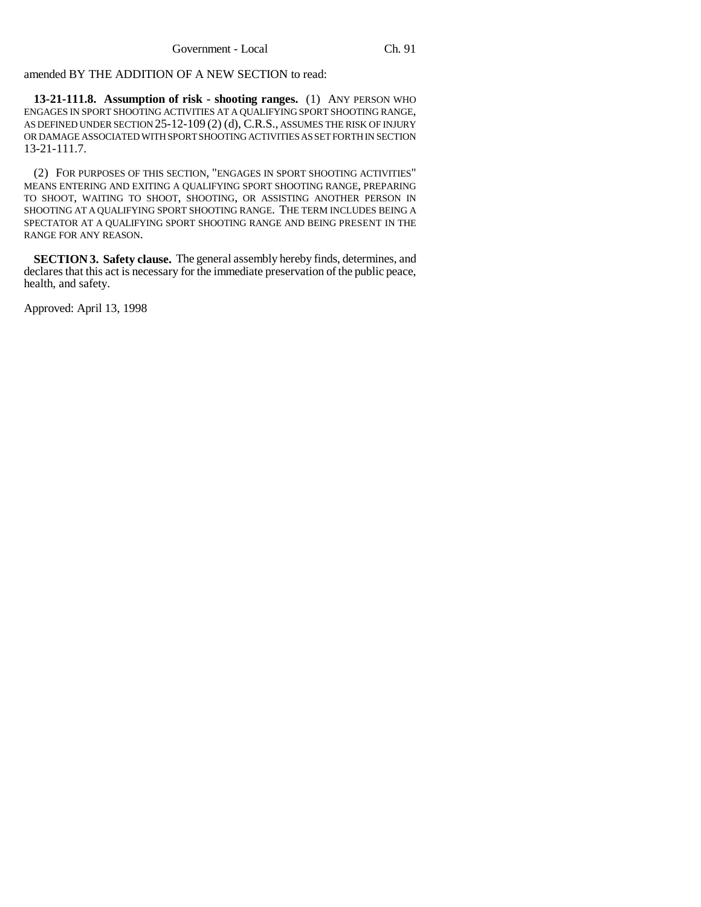amended BY THE ADDITION OF A NEW SECTION to read:

**13-21-111.8. Assumption of risk - shooting ranges.** (1) ANY PERSON WHO ENGAGES IN SPORT SHOOTING ACTIVITIES AT A QUALIFYING SPORT SHOOTING RANGE, AS DEFINED UNDER SECTION 25-12-109 (2) (d), C.R.S., ASSUMES THE RISK OF INJURY OR DAMAGE ASSOCIATED WITH SPORT SHOOTING ACTIVITIES AS SET FORTH IN SECTION 13-21-111.7.

(2) FOR PURPOSES OF THIS SECTION, "ENGAGES IN SPORT SHOOTING ACTIVITIES" MEANS ENTERING AND EXITING A QUALIFYING SPORT SHOOTING RANGE, PREPARING TO SHOOT, WAITING TO SHOOT, SHOOTING, OR ASSISTING ANOTHER PERSON IN SHOOTING AT A QUALIFYING SPORT SHOOTING RANGE. THE TERM INCLUDES BEING A SPECTATOR AT A QUALIFYING SPORT SHOOTING RANGE AND BEING PRESENT IN THE RANGE FOR ANY REASON.

**SECTION 3. Safety clause.** The general assembly hereby finds, determines, and declares that this act is necessary for the immediate preservation of the public peace, health, and safety.

Approved: April 13, 1998